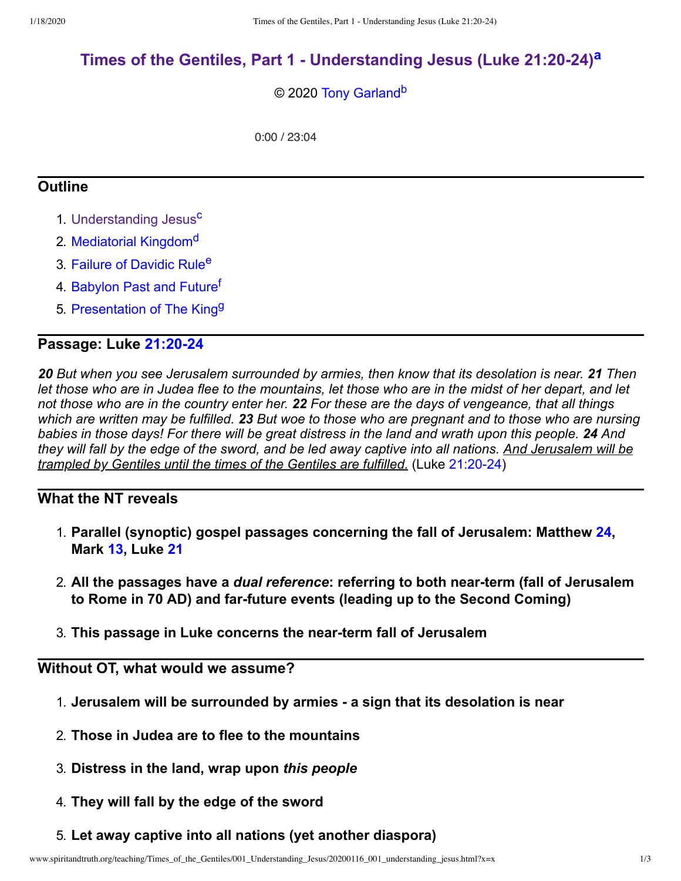# Times of the Gentiles, Part 1 - Understanding Jesus (Luke 21:20-24)[a]

© 2020 Tony Garland[b]

0:00 / 23:04

## Outline

1. Understanding Jesus[c]
2. Mediatorial Kingdom[d]
3. Failure of Davidic Rule[e]
4. Babylon Past and Future[f]
5. Presentation of The King[g]

## Passage: Luke 21:20-24

***20*** *But when you see Jerusalem surrounded by armies, then know that its desolation is near.* ***21*** *Then let those who are in Judea flee to the mountains, let those who are in the midst of her depart, and let not those who are in the country enter her.* ***22*** *For these are the days of vengeance, that all things which are written may be fulfilled.* ***23*** *But woe to those who are pregnant and to those who are nursing babies in those days! For there will be great distress in the land and wrath upon this people.* ***24*** *And they will fall by the edge of the sword, and be led away captive into all nations.* *And Jerusalem will be trampled by Gentiles until the times of the Gentiles are fulfilled.* (Luke 21:20-24)

## What the NT reveals

1. **Parallel (synoptic) gospel passages concerning the fall of Jerusalem: Matthew 24, Mark 13, Luke 21**
2. **All the passages have a *dual reference*: referring to both near-term (fall of Jerusalem to Rome in 70 AD) and far-future events (leading up to the Second Coming)**
3. **This passage in Luke concerns the near-term fall of Jerusalem**

## Without OT, what would we assume?

1. **Jerusalem will be surrounded by armies - a sign that its desolation is near**
2. **Those in Judea are to flee to the mountains**
3. **Distress in the land, wrap upon *this people***
4. **They will fall by the edge of the sword**
5. **Let away captive into all nations (yet another diaspora)**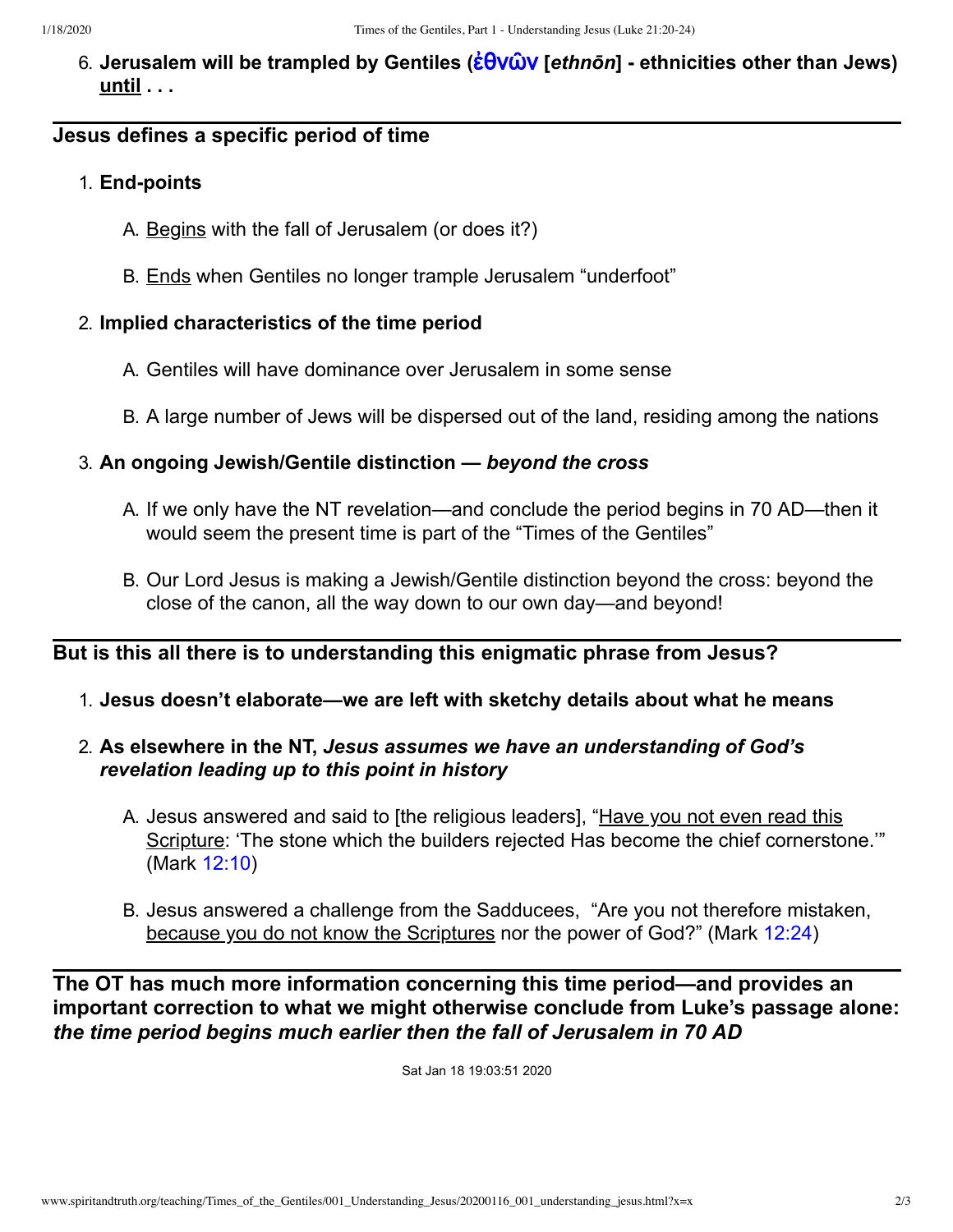6. **Jerusalem will be trampled by Gentiles (ἐθνῶν [*ethnōn*] - ethnicities other than Jews) <u>until</u> . . .**

**Jesus defines a specific period of time**

1. **End-points**

   A. <u>Begins</u> with the fall of Jerusalem (or does it?)

   B. <u>Ends</u> when Gentiles no longer trample Jerusalem "underfoot"

2. **Implied characteristics of the time period**

   A. Gentiles will have dominance over Jerusalem in some sense

   B. A large number of Jews will be dispersed out of the land, residing among the nations

3. **An ongoing Jewish/Gentile distinction — *beyond the cross***

   A. If we only have the NT revelation—and conclude the period begins in 70 AD—then it would seem the present time is part of the "Times of the Gentiles"

   B. Our Lord Jesus is making a Jewish/Gentile distinction beyond the cross: beyond the close of the canon, all the way down to our own day—and beyond!

**But is this all there is to understanding this enigmatic phrase from Jesus?**

1. **Jesus doesn't elaborate—we are left with sketchy details about what he means**

2. **As elsewhere in the NT, *Jesus assumes we have an understanding of God's revelation leading up to this point in history***

   A. Jesus answered and said to [the religious leaders], "<u>Have you not even read this Scripture</u>: 'The stone which the builders rejected Has become the chief cornerstone.'" (Mark 12:10)

   B. Jesus answered a challenge from the Sadducees, "Are you not therefore mistaken, <u>because you do not know the Scriptures</u> nor the power of God?" (Mark 12:24)

**The OT has much more information concerning this time period—and provides an important correction to what we might otherwise conclude from Luke's passage alone: *the time period begins much earlier then the fall of Jerusalem in 70 AD***

Sat Jan 18 19:03:51 2020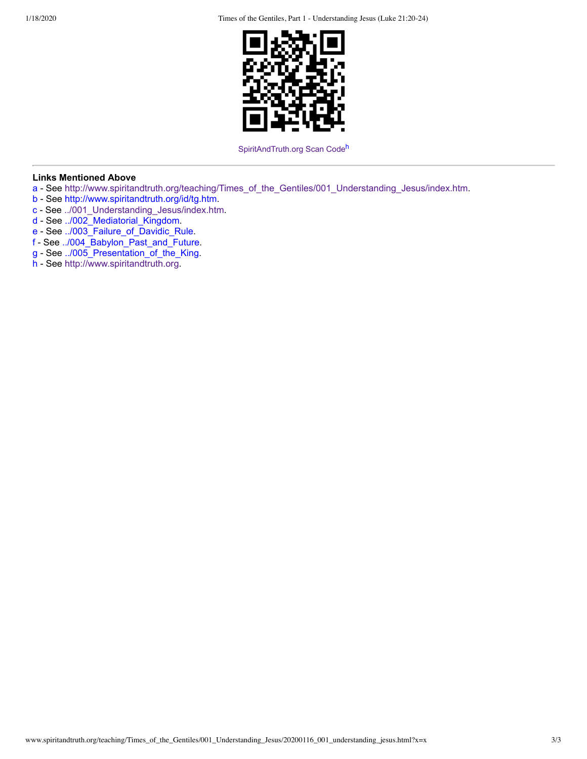SpiritAndTruth.org Scan Code[h]

---

**Links Mentioned Above**

a - See http://www.spiritandtruth.org/teaching/Times_of_the_Gentiles/001_Understanding_Jesus/index.htm.
b - See http://www.spiritandtruth.org/id/tg.htm.
c - See ../001_Understanding_Jesus/index.htm.
d - See ../002_Mediatorial_Kingdom.
e - See ../003_Failure_of_Davidic_Rule.
f - See ../004_Babylon_Past_and_Future.
g - See ../005_Presentation_of_the_King.
h - See http://www.spiritandtruth.org.